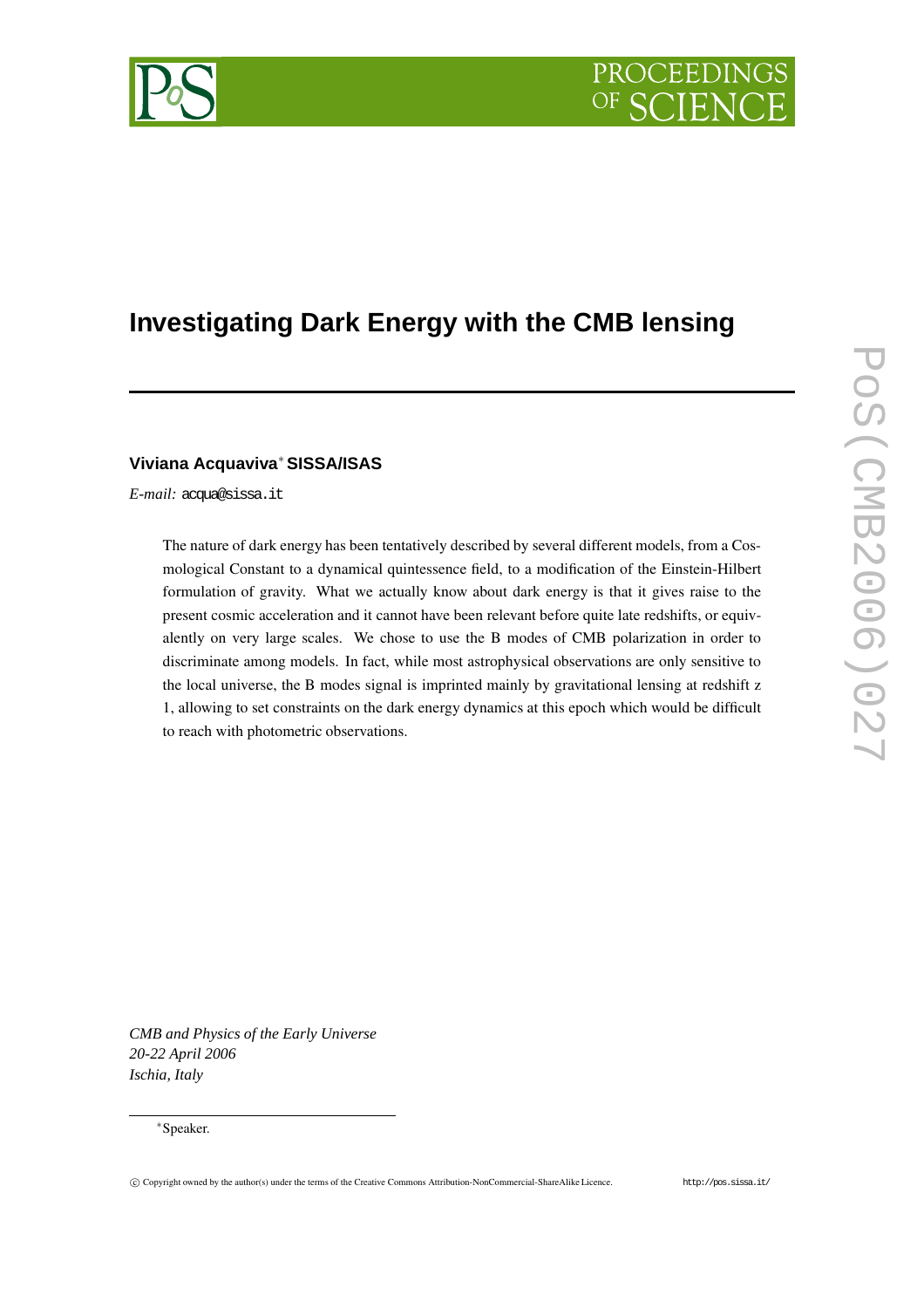# Investigating Dark Energy with the CMB lensing

**Viviana Acquaviva*** **SISSA/ISAS**

*E-mail:* acqua@sissa.it

The nature of dark energy has been tentatively described by several different models, from a Cosmological Constant to a dynamical quintessence field, to a modification of the Einstein-Hilbert formulation of gravity. What we actually know about dark energy is that it gives raise to the present cosmic acceleration and it cannot have been relevant before quite late redshifts, or equivalently on very large scales. We chose to use the B modes of CMB polarization in order to discriminate among models. In fact, while most astrophysical observations are only sensitive to the local universe, the B modes signal is imprinted mainly by gravitational lensing at redshift z 1, allowing to set constraints on the dark energy dynamics at this epoch which would be difficult to reach with photometric observations.

*CMB and Physics of the Early Universe*
*20-22 April 2006*
*Ischia, Italy*

*Speaker.

© Copyright owned by the author(s) under the terms of the Creative Commons Attribution-NonCommercial-ShareAlike Licence. http://pos.sissa.it/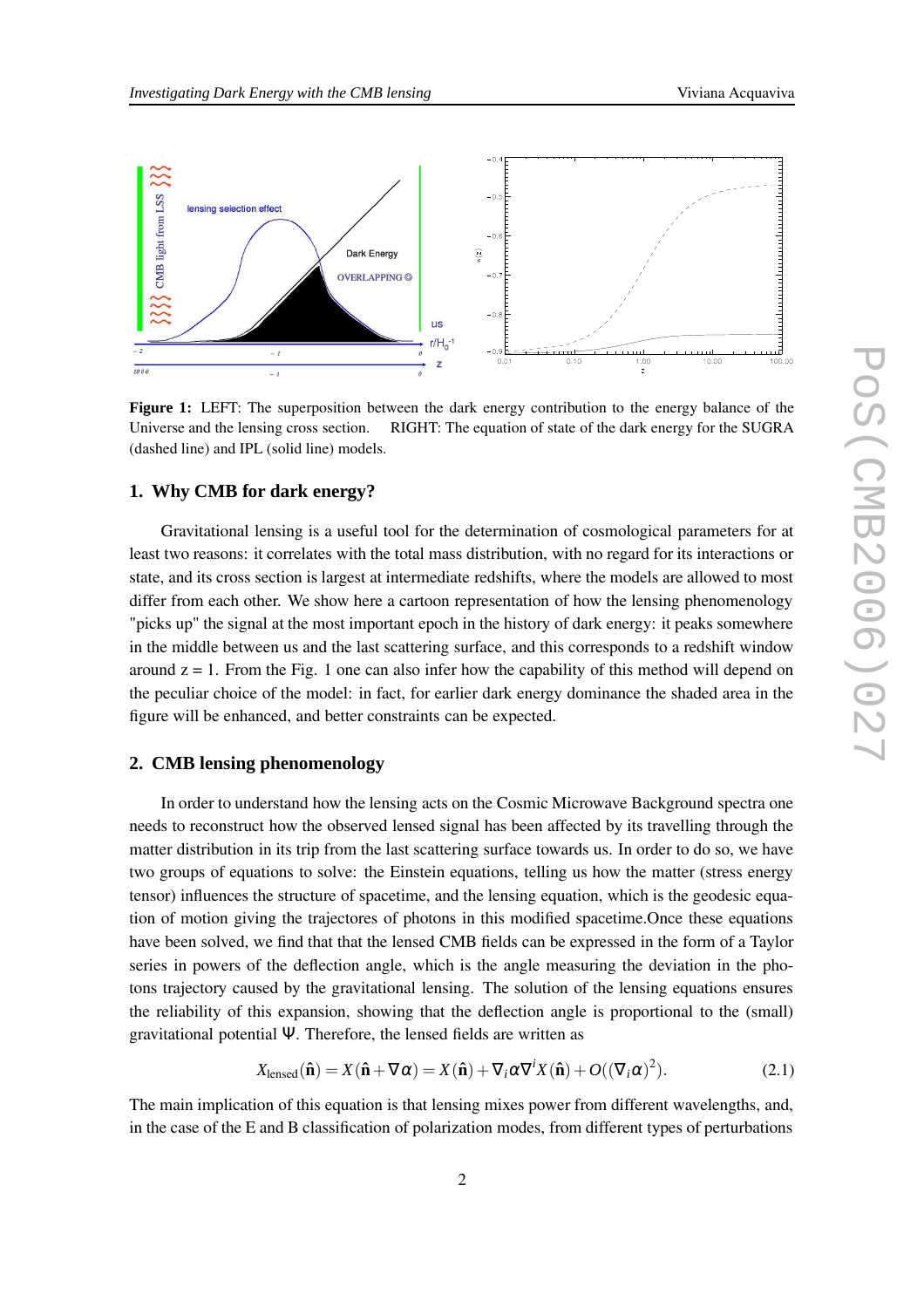Figure 1: LEFT: The superposition between the dark energy contribution to the energy balance of the Universe and the lensing cross section. RIGHT: The equation of state of the dark energy for the SUGRA (dashed line) and IPL (solid line) models.

## 1. Why CMB for dark energy?

Gravitational lensing is a useful tool for the determination of cosmological parameters for at least two reasons: it correlates with the total mass distribution, with no regard for its interactions or state, and its cross section is largest at intermediate redshifts, where the models are allowed to most differ from each other. We show here a cartoon representation of how the lensing phenomenology "picks up" the signal at the most important epoch in the history of dark energy: it peaks somewhere in the middle between us and the last scattering surface, and this corresponds to a redshift window around z = 1. From the Fig. 1 one can also infer how the capability of this method will depend on the peculiar choice of the model: in fact, for earlier dark energy dominance the shaded area in the figure will be enhanced, and better constraints can be expected.

## 2. CMB lensing phenomenology

In order to understand how the lensing acts on the Cosmic Microwave Background spectra one needs to reconstruct how the observed lensed signal has been affected by its travelling through the matter distribution in its trip from the last scattering surface towards us. In order to do so, we have two groups of equations to solve: the Einstein equations, telling us how the matter (stress energy tensor) influences the structure of spacetime, and the lensing equation, which is the geodesic equation of motion giving the trajectores of photons in this modified spacetime.Once these equations have been solved, we find that that the lensed CMB fields can be expressed in the form of a Taylor series in powers of the deflection angle, which is the angle measuring the deviation in the photons trajectory caused by the gravitational lensing. The solution of the lensing equations ensures the reliability of this expansion, showing that the deflection angle is proportional to the (small) gravitational potential $\Psi$. Therefore, the lensed fields are written as

$$X_{\rm lensed}(\hat{\mathbf{n}}) = X(\hat{\mathbf{n}} + \nabla\alpha) = X(\hat{\mathbf{n}}) + \nabla_i \alpha \nabla^i X(\hat{\mathbf{n}}) + O((\nabla_i \alpha)^2). \tag{2.1}$$

The main implication of this equation is that lensing mixes power from different wavelengths, and, in the case of the E and B classification of polarization modes, from different types of perturbations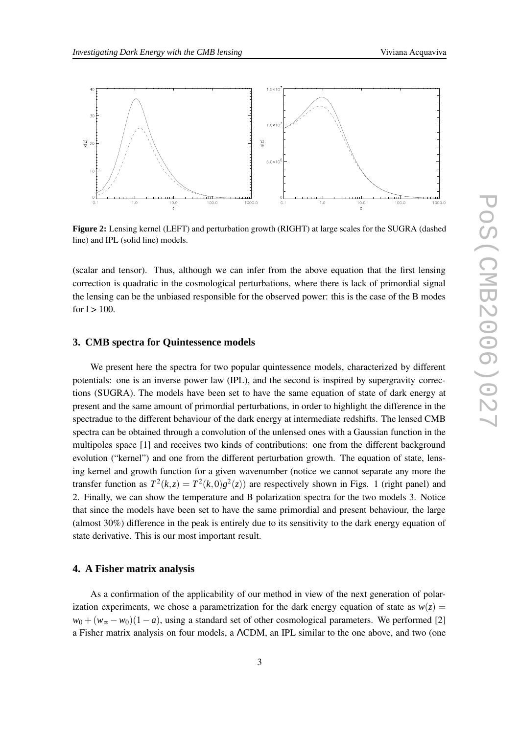**Figure 2:** Lensing kernel (LEFT) and perturbation growth (RIGHT) at large scales for the SUGRA (dashed line) and IPL (solid line) models.

(scalar and tensor). Thus, although we can infer from the above equation that the first lensing correction is quadratic in the cosmological perturbations, where there is lack of primordial signal the lensing can be the unbiased responsible for the observed power: this is the case of the B modes for $l > 100$.

## 3. CMB spectra for Quintessence models

We present here the spectra for two popular quintessence models, characterized by different potentials: one is an inverse power law (IPL), and the second is inspired by supergravity corrections (SUGRA). The models have been set to have the same equation of state of dark energy at present and the same amount of primordial perturbations, in order to highlight the difference in the spectradue to the different behaviour of the dark energy at intermediate redshifts. The lensed CMB spectra can be obtained through a convolution of the unlensed ones with a Gaussian function in the multipoles space [1] and receives two kinds of contributions: one from the different background evolution ("kernel") and one from the different perturbation growth. The equation of state, lensing kernel and growth function for a given wavenumber (notice we cannot separate any more the transfer function as $T^2(k,z) = T^2(k,0)g^2(z)$) are respectively shown in Figs. 1 (right panel) and 2. Finally, we can show the temperature and B polarization spectra for the two models 3. Notice that since the models have been set to have the same primordial and present behaviour, the large (almost 30%) difference in the peak is entirely due to its sensitivity to the dark energy equation of state derivative. This is our most important result.

## 4. A Fisher matrix analysis

As a confirmation of the applicability of our method in view of the next generation of polarization experiments, we chose a parametrization for the dark energy equation of state as $w(z) = w_0 + (w_\infty - w_0)(1-a)$, using a standard set of other cosmological parameters. We performed [2] a Fisher matrix analysis on four models, a $\Lambda$CDM, an IPL similar to the one above, and two (one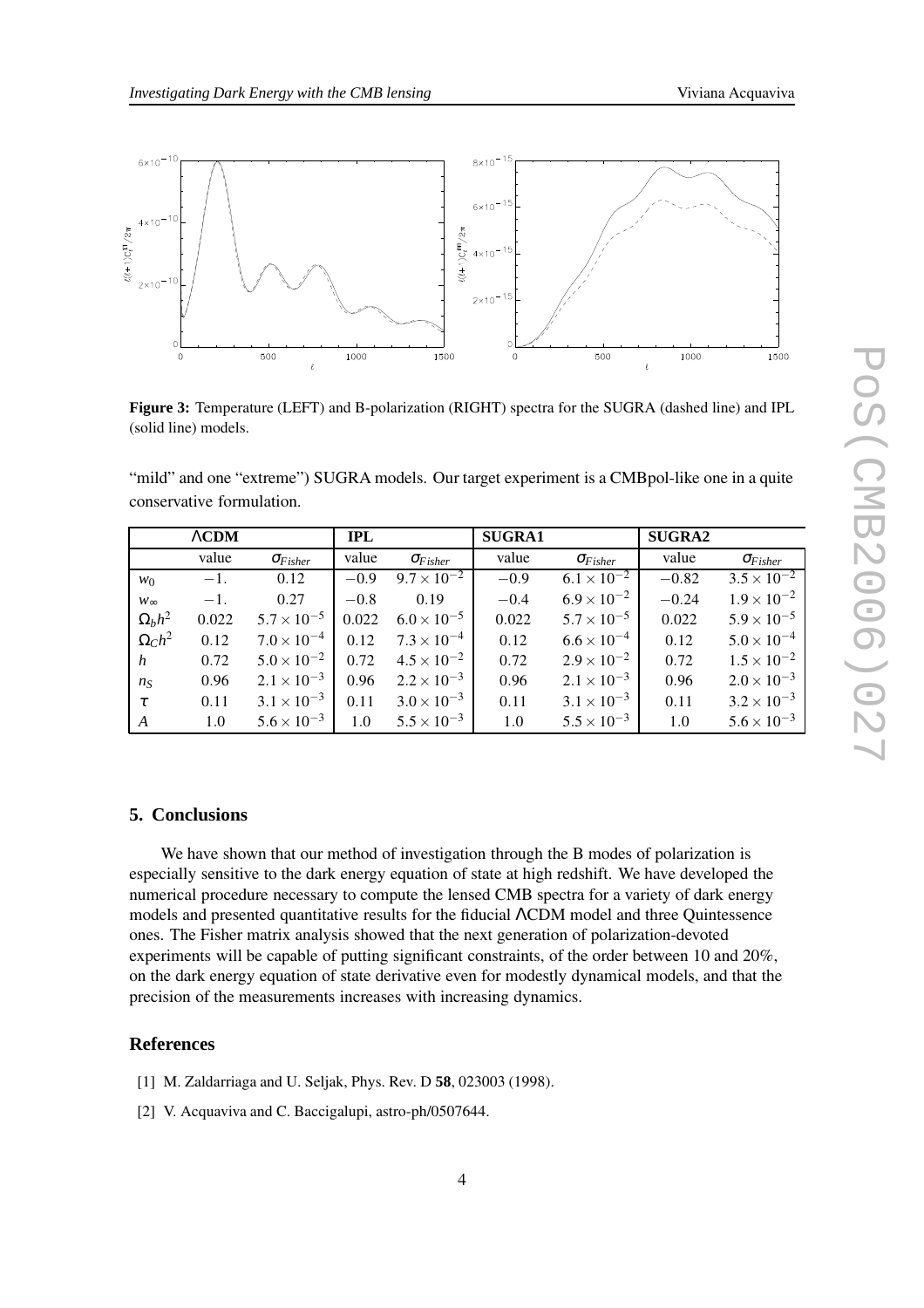$6\times10^{-10}$
$4\times10^{-10}$
$2\times10^{-10}$
0
$\ell(\ell+1)C_\ell^{TT}/2\pi$
0 500 1000 1500
$\ell$

$8\times10^{-15}$
$6\times10^{-15}$
$4\times10^{-15}$
$2\times10^{-15}$
0
$\ell(\ell+1)C_\ell^{BB}/2\pi$
0 500 1000 1500
$\ell$

**Figure 3:** Temperature (LEFT) and B-polarization (RIGHT) spectra for the SUGRA (dashed line) and IPL (solid line) models.

"mild" and one "extreme") SUGRA models. Our target experiment is a CMBpol-like one in a quite conservative formulation.

| | **ΛCDM** | | **IPL** | | **SUGRA1** | | **SUGRA2** | |
|---|---|---|---|---|---|---|---|---|
| | value | $\sigma_{Fisher}$ | value | $\sigma_{Fisher}$ | value | $\sigma_{Fisher}$ | value | $\sigma_{Fisher}$ |
| $w_0$ | $-1.$ | 0.12 | $-0.9$ | $9.7\times10^{-2}$ | $-0.9$ | $6.1\times10^{-2}$ | $-0.82$ | $3.5\times10^{-2}$ |
| $w_\infty$ | $-1.$ | 0.27 | $-0.8$ | 0.19 | $-0.4$ | $6.9\times10^{-2}$ | $-0.24$ | $1.9\times10^{-2}$ |
| $\Omega_b h^2$ | 0.022 | $5.7\times10^{-5}$ | 0.022 | $6.0\times10^{-5}$ | 0.022 | $5.7\times10^{-5}$ | 0.022 | $5.9\times10^{-5}$ |
| $\Omega_C h^2$ | 0.12 | $7.0\times10^{-4}$ | 0.12 | $7.3\times10^{-4}$ | 0.12 | $6.6\times10^{-4}$ | 0.12 | $5.0\times10^{-4}$ |
| $h$ | 0.72 | $5.0\times10^{-2}$ | 0.72 | $4.5\times10^{-2}$ | 0.72 | $2.9\times10^{-2}$ | 0.72 | $1.5\times10^{-2}$ |
| $n_S$ | 0.96 | $2.1\times10^{-3}$ | 0.96 | $2.2\times10^{-3}$ | 0.96 | $2.1\times10^{-3}$ | 0.96 | $2.0\times10^{-3}$ |
| $\tau$ | 0.11 | $3.1\times10^{-3}$ | 0.11 | $3.0\times10^{-3}$ | 0.11 | $3.1\times10^{-3}$ | 0.11 | $3.2\times10^{-3}$ |
| $A$ | 1.0 | $5.6\times10^{-3}$ | 1.0 | $5.5\times10^{-3}$ | 1.0 | $5.5\times10^{-3}$ | 1.0 | $5.6\times10^{-3}$ |

## 5. Conclusions

We have shown that our method of investigation through the B modes of polarization is especially sensitive to the dark energy equation of state at high redshift. We have developed the numerical procedure necessary to compute the lensed CMB spectra for a variety of dark energy models and presented quantitative results for the fiducial ΛCDM model and three Quintessence ones. The Fisher matrix analysis showed that the next generation of polarization-devoted experiments will be capable of putting significant constraints, of the order between 10 and 20%, on the dark energy equation of state derivative even for modestly dynamical models, and that the precision of the measurements increases with increasing dynamics.

## References

[1] M. Zaldarriaga and U. Seljak, Phys. Rev. D **58**, 023003 (1998).

[2] V. Acquaviva and C. Baccigalupi, astro-ph/0507644.